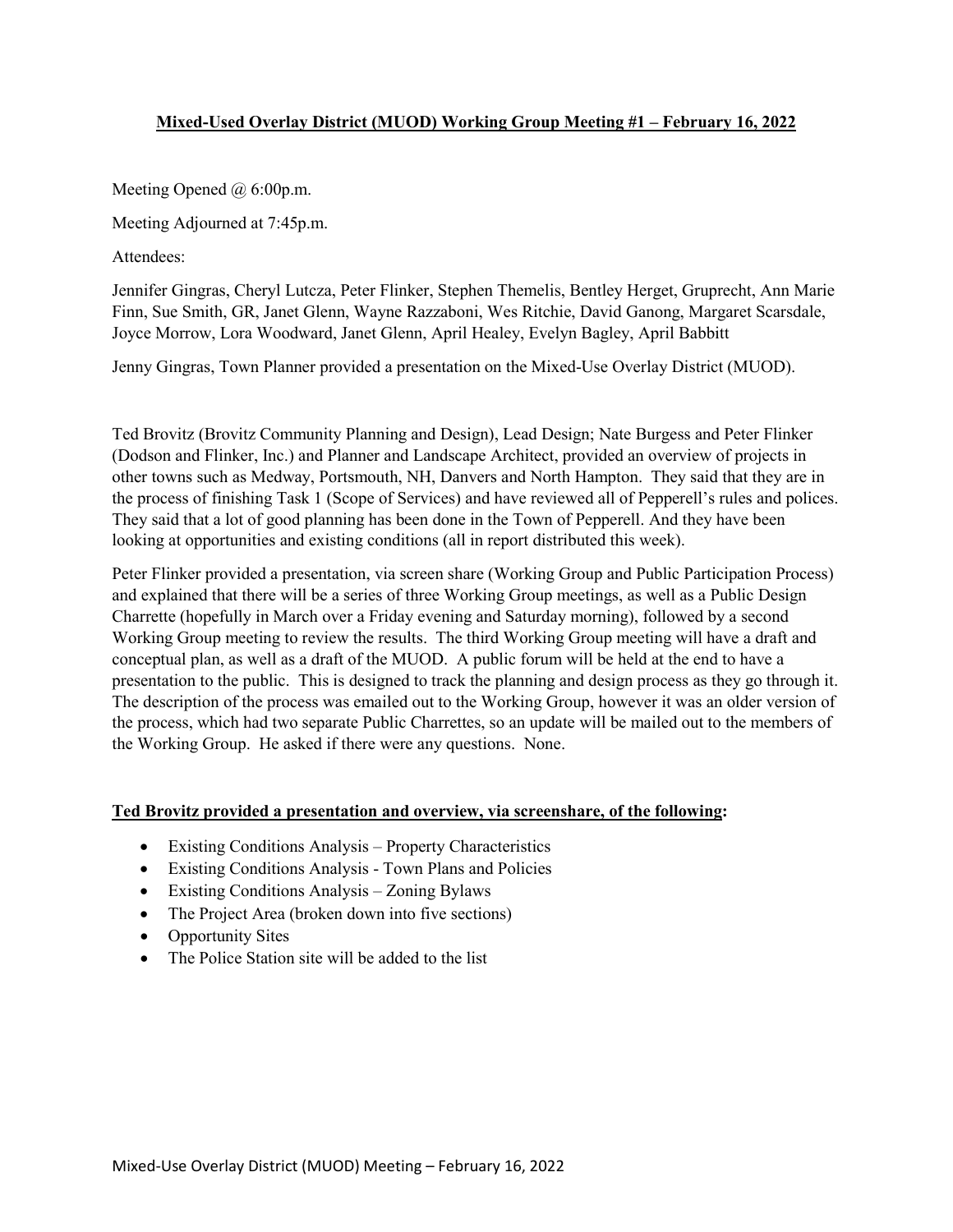# Mixed-Used Overlay District (MUOD) Working Group Meeting #1 – February 16, 2022

Meeting Opened @ 6:00p.m.

Meeting Adjourned at 7:45p.m.

Attendees:

Jennifer Gingras, Cheryl Lutcza, Peter Flinker, Stephen Themelis, Bentley Herget, Gruprecht, Ann Marie Finn, Sue Smith, GR, Janet Glenn, Wayne Razzaboni, Wes Ritchie, David Ganong, Margaret Scarsdale, Joyce Morrow, Lora Woodward, Janet Glenn, April Healey, Evelyn Bagley, April Babbitt

Jenny Gingras, Town Planner provided a presentation on the Mixed-Use Overlay District (MUOD).

Ted Brovitz (Brovitz Community Planning and Design), Lead Design; Nate Burgess and Peter Flinker (Dodson and Flinker, Inc.) and Planner and Landscape Architect, provided an overview of projects in other towns such as Medway, Portsmouth, NH, Danvers and North Hampton. They said that they are in the process of finishing Task 1 (Scope of Services) and have reviewed all of Pepperell's rules and polices. They said that a lot of good planning has been done in the Town of Pepperell. And they have been looking at opportunities and existing conditions (all in report distributed this week).

Peter Flinker provided a presentation, via screen share (Working Group and Public Participation Process) and explained that there will be a series of three Working Group meetings, as well as a Public Design Charrette (hopefully in March over a Friday evening and Saturday morning), followed by a second Working Group meeting to review the results. The third Working Group meeting will have a draft and conceptual plan, as well as a draft of the MUOD. A public forum will be held at the end to have a presentation to the public. This is designed to track the planning and design process as they go through it. The description of the process was emailed out to the Working Group, however it was an older version of the process, which had two separate Public Charrettes, so an update will be mailed out to the members of the Working Group. He asked if there were any questions. None.

**Ted Brovitz provided a presentation and overview, via screenshare, of the following:**

- Existing Conditions Analysis – Property Characteristics
- Existing Conditions Analysis - Town Plans and Policies
- Existing Conditions Analysis – Zoning Bylaws
- The Project Area (broken down into five sections)
- Opportunity Sites
- The Police Station site will be added to the list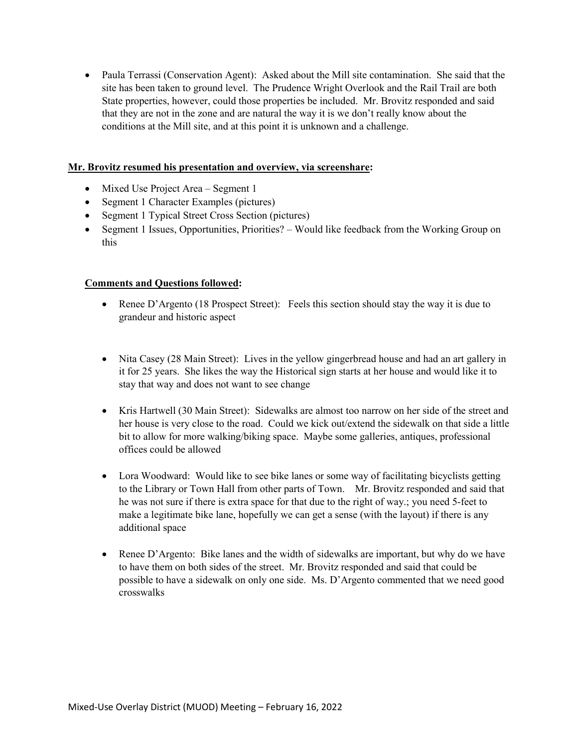- Paula Terrassi (Conservation Agent): Asked about the Mill site contamination. She said that the site has been taken to ground level. The Prudence Wright Overlook and the Rail Trail are both State properties, however, could those properties be included. Mr. Brovitz responded and said that they are not in the zone and are natural the way it is we don't really know about the conditions at the Mill site, and at this point it is unknown and a challenge.

**Mr. Brovitz resumed his presentation and overview, via screenshare:**

- Mixed Use Project Area – Segment 1
- Segment 1 Character Examples (pictures)
- Segment 1 Typical Street Cross Section (pictures)
- Segment 1 Issues, Opportunities, Priorities? – Would like feedback from the Working Group on this

**Comments and Questions followed:**

- Renee D'Argento (18 Prospect Street): Feels this section should stay the way it is due to grandeur and historic aspect

- Nita Casey (28 Main Street): Lives in the yellow gingerbread house and had an art gallery in it for 25 years. She likes the way the Historical sign starts at her house and would like it to stay that way and does not want to see change

- Kris Hartwell (30 Main Street): Sidewalks are almost too narrow on her side of the street and her house is very close to the road. Could we kick out/extend the sidewalk on that side a little bit to allow for more walking/biking space. Maybe some galleries, antiques, professional offices could be allowed

- Lora Woodward: Would like to see bike lanes or some way of facilitating bicyclists getting to the Library or Town Hall from other parts of Town. Mr. Brovitz responded and said that he was not sure if there is extra space for that due to the right of way.; you need 5-feet to make a legitimate bike lane, hopefully we can get a sense (with the layout) if there is any additional space

- Renee D'Argento: Bike lanes and the width of sidewalks are important, but why do we have to have them on both sides of the street. Mr. Brovitz responded and said that could be possible to have a sidewalk on only one side. Ms. D'Argento commented that we need good crosswalks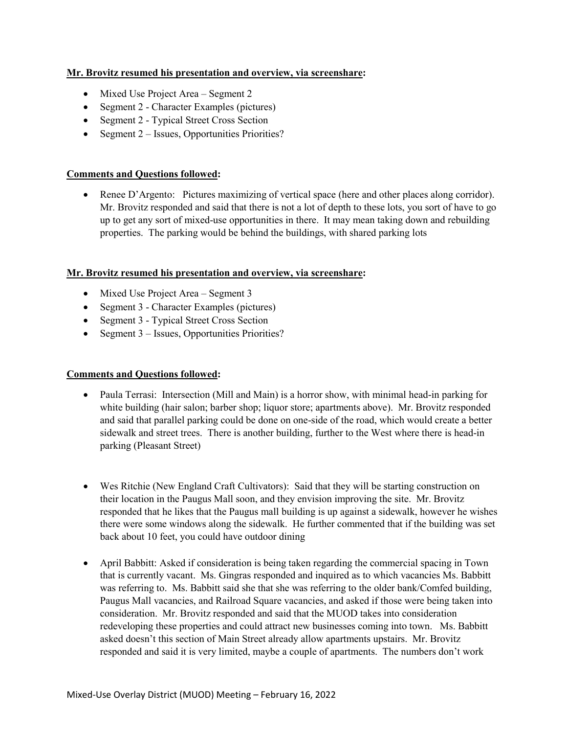**Mr. Brovitz resumed his presentation and overview, via screenshare:**

- Mixed Use Project Area – Segment 2
- Segment 2 - Character Examples (pictures)
- Segment 2 - Typical Street Cross Section
- Segment 2 – Issues, Opportunities Priorities?

**Comments and Questions followed:**

- Renee D'Argento: Pictures maximizing of vertical space (here and other places along corridor). Mr. Brovitz responded and said that there is not a lot of depth to these lots, you sort of have to go up to get any sort of mixed-use opportunities in there. It may mean taking down and rebuilding properties. The parking would be behind the buildings, with shared parking lots

**Mr. Brovitz resumed his presentation and overview, via screenshare:**

- Mixed Use Project Area – Segment 3
- Segment 3 - Character Examples (pictures)
- Segment 3 - Typical Street Cross Section
- Segment 3 – Issues, Opportunities Priorities?

**Comments and Questions followed:**

- Paula Terrasi: Intersection (Mill and Main) is a horror show, with minimal head-in parking for white building (hair salon; barber shop; liquor store; apartments above). Mr. Brovitz responded and said that parallel parking could be done on one-side of the road, which would create a better sidewalk and street trees. There is another building, further to the West where there is head-in parking (Pleasant Street)

- Wes Ritchie (New England Craft Cultivators): Said that they will be starting construction on their location in the Paugus Mall soon, and they envision improving the site. Mr. Brovitz responded that he likes that the Paugus mall building is up against a sidewalk, however he wishes there were some windows along the sidewalk. He further commented that if the building was set back about 10 feet, you could have outdoor dining

- April Babbitt: Asked if consideration is being taken regarding the commercial spacing in Town that is currently vacant. Ms. Gingras responded and inquired as to which vacancies Ms. Babbitt was referring to. Ms. Babbitt said she that she was referring to the older bank/Comfed building, Paugus Mall vacancies, and Railroad Square vacancies, and asked if those were being taken into consideration. Mr. Brovitz responded and said that the MUOD takes into consideration redeveloping these properties and could attract new businesses coming into town. Ms. Babbitt asked doesn't this section of Main Street already allow apartments upstairs. Mr. Brovitz responded and said it is very limited, maybe a couple of apartments. The numbers don't work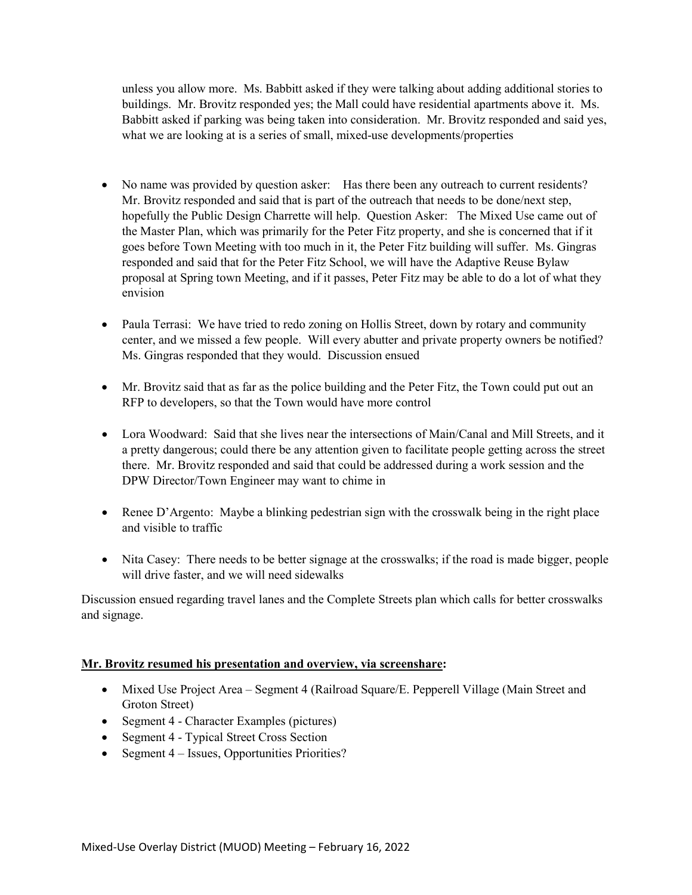unless you allow more. Ms. Babbitt asked if they were talking about adding additional stories to buildings. Mr. Brovitz responded yes; the Mall could have residential apartments above it. Ms. Babbitt asked if parking was being taken into consideration. Mr. Brovitz responded and said yes, what we are looking at is a series of small, mixed-use developments/properties

- No name was provided by question asker: Has there been any outreach to current residents? Mr. Brovitz responded and said that is part of the outreach that needs to be done/next step, hopefully the Public Design Charrette will help. Question Asker: The Mixed Use came out of the Master Plan, which was primarily for the Peter Fitz property, and she is concerned that if it goes before Town Meeting with too much in it, the Peter Fitz building will suffer. Ms. Gingras responded and said that for the Peter Fitz School, we will have the Adaptive Reuse Bylaw proposal at Spring town Meeting, and if it passes, Peter Fitz may be able to do a lot of what they envision

- Paula Terrasi: We have tried to redo zoning on Hollis Street, down by rotary and community center, and we missed a few people. Will every abutter and private property owners be notified? Ms. Gingras responded that they would. Discussion ensued

- Mr. Brovitz said that as far as the police building and the Peter Fitz, the Town could put out an RFP to developers, so that the Town would have more control

- Lora Woodward: Said that she lives near the intersections of Main/Canal and Mill Streets, and it a pretty dangerous; could there be any attention given to facilitate people getting across the street there. Mr. Brovitz responded and said that could be addressed during a work session and the DPW Director/Town Engineer may want to chime in

- Renee D'Argento: Maybe a blinking pedestrian sign with the crosswalk being in the right place and visible to traffic

- Nita Casey: There needs to be better signage at the crosswalks; if the road is made bigger, people will drive faster, and we will need sidewalks

Discussion ensued regarding travel lanes and the Complete Streets plan which calls for better crosswalks and signage.

**Mr. Brovitz resumed his presentation and overview, via screenshare:**

- Mixed Use Project Area – Segment 4 (Railroad Square/E. Pepperell Village (Main Street and Groton Street)
- Segment 4 - Character Examples (pictures)
- Segment 4 - Typical Street Cross Section
- Segment 4 – Issues, Opportunities Priorities?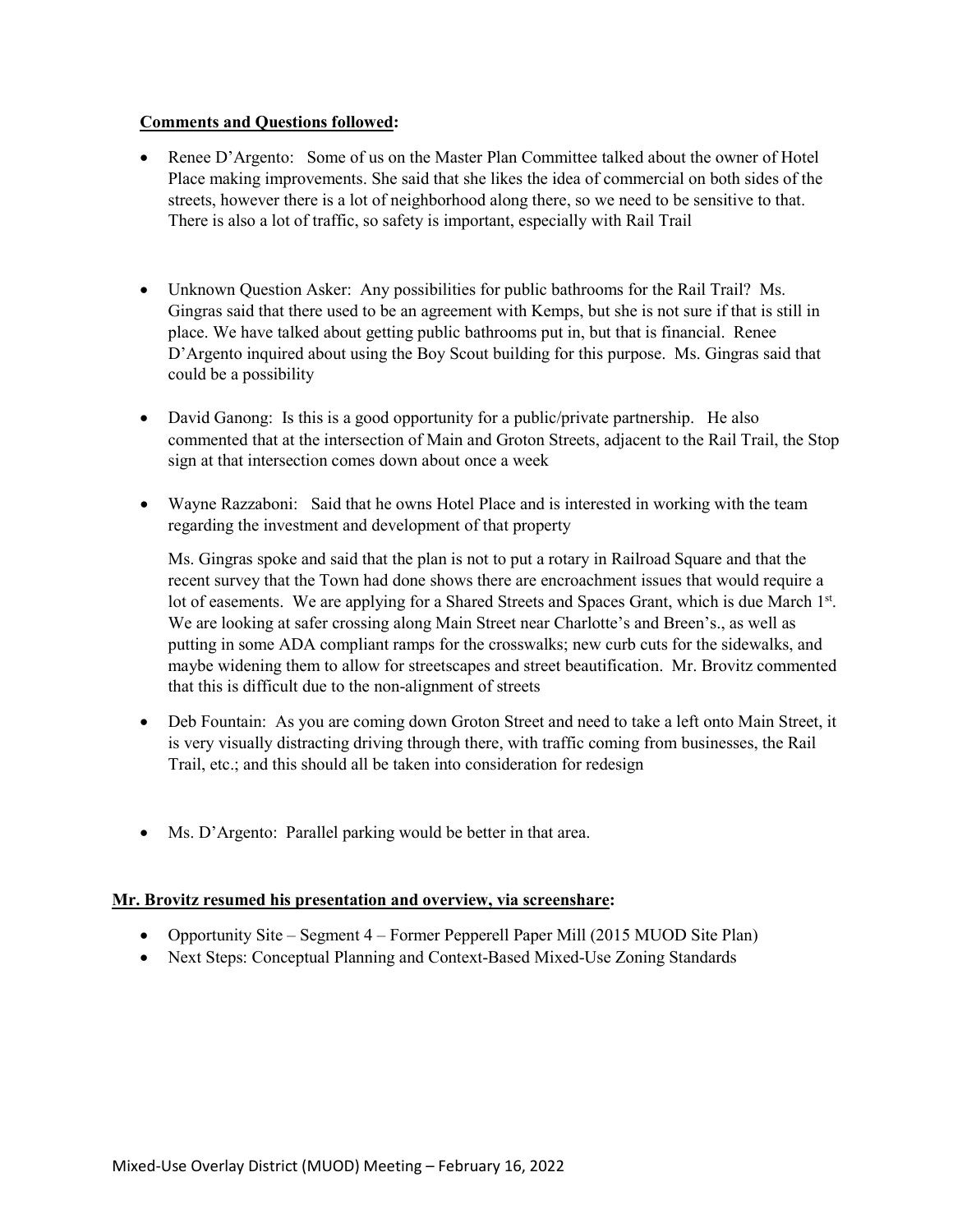**Comments and Questions followed:**

- Renee D'Argento: Some of us on the Master Plan Committee talked about the owner of Hotel Place making improvements. She said that she likes the idea of commercial on both sides of the streets, however there is a lot of neighborhood along there, so we need to be sensitive to that. There is also a lot of traffic, so safety is important, especially with Rail Trail

- Unknown Question Asker: Any possibilities for public bathrooms for the Rail Trail? Ms. Gingras said that there used to be an agreement with Kemps, but she is not sure if that is still in place. We have talked about getting public bathrooms put in, but that is financial. Renee D'Argento inquired about using the Boy Scout building for this purpose. Ms. Gingras said that could be a possibility

- David Ganong: Is this is a good opportunity for a public/private partnership. He also commented that at the intersection of Main and Groton Streets, adjacent to the Rail Trail, the Stop sign at that intersection comes down about once a week

- Wayne Razzaboni: Said that he owns Hotel Place and is interested in working with the team regarding the investment and development of that property

  Ms. Gingras spoke and said that the plan is not to put a rotary in Railroad Square and that the recent survey that the Town had done shows there are encroachment issues that would require a lot of easements. We are applying for a Shared Streets and Spaces Grant, which is due March 1st. We are looking at safer crossing along Main Street near Charlotte's and Breen's., as well as putting in some ADA compliant ramps for the crosswalks; new curb cuts for the sidewalks, and maybe widening them to allow for streetscapes and street beautification. Mr. Brovitz commented that this is difficult due to the non-alignment of streets

- Deb Fountain: As you are coming down Groton Street and need to take a left onto Main Street, it is very visually distracting driving through there, with traffic coming from businesses, the Rail Trail, etc.; and this should all be taken into consideration for redesign

- Ms. D'Argento: Parallel parking would be better in that area.

**Mr. Brovitz resumed his presentation and overview, via screenshare:**

- Opportunity Site – Segment 4 – Former Pepperell Paper Mill (2015 MUOD Site Plan)
- Next Steps: Conceptual Planning and Context-Based Mixed-Use Zoning Standards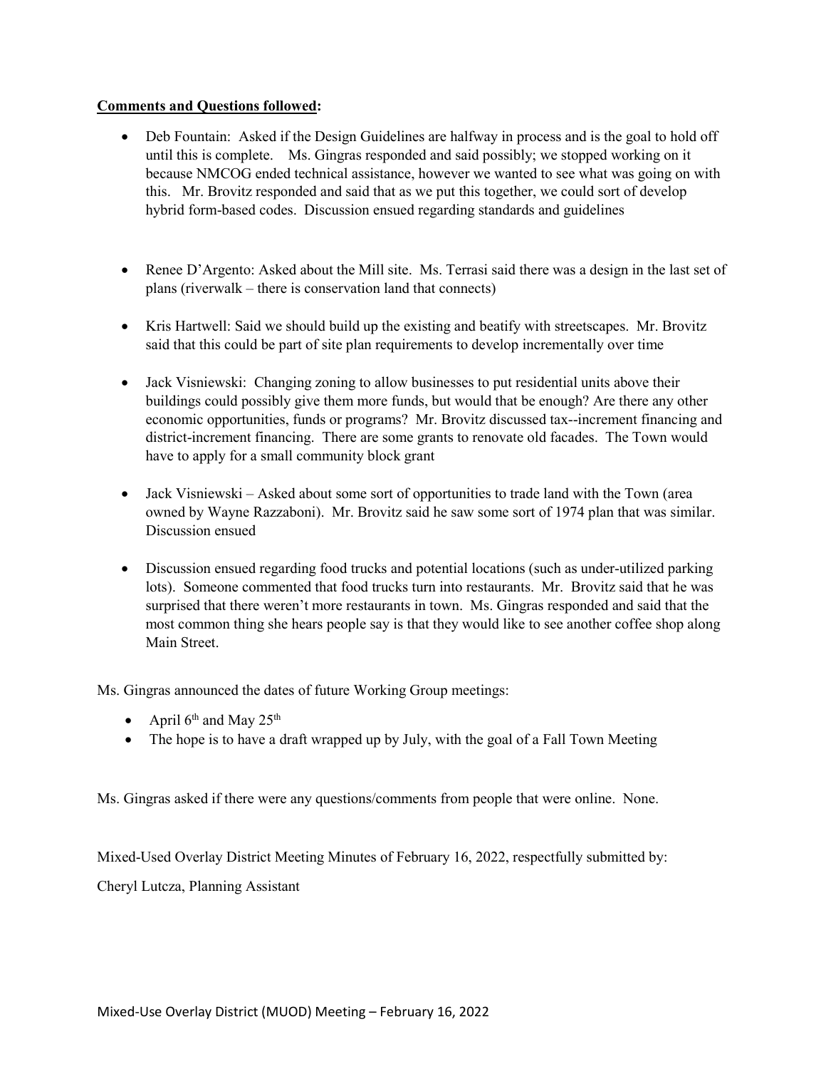**<u>Comments and Questions followed</u>:**

- Deb Fountain: Asked if the Design Guidelines are halfway in process and is the goal to hold off until this is complete. Ms. Gingras responded and said possibly; we stopped working on it because NMCOG ended technical assistance, however we wanted to see what was going on with this. Mr. Brovitz responded and said that as we put this together, we could sort of develop hybrid form-based codes. Discussion ensued regarding standards and guidelines

- Renee D'Argento: Asked about the Mill site. Ms. Terrasi said there was a design in the last set of plans (riverwalk – there is conservation land that connects)

- Kris Hartwell: Said we should build up the existing and beatify with streetscapes. Mr. Brovitz said that this could be part of site plan requirements to develop incrementally over time

- Jack Visniewski: Changing zoning to allow businesses to put residential units above their buildings could possibly give them more funds, but would that be enough? Are there any other economic opportunities, funds or programs? Mr. Brovitz discussed tax--increment financing and district-increment financing. There are some grants to renovate old facades. The Town would have to apply for a small community block grant

- Jack Visniewski – Asked about some sort of opportunities to trade land with the Town (area owned by Wayne Razzaboni). Mr. Brovitz said he saw some sort of 1974 plan that was similar. Discussion ensued

- Discussion ensued regarding food trucks and potential locations (such as under-utilized parking lots). Someone commented that food trucks turn into restaurants. Mr. Brovitz said that he was surprised that there weren't more restaurants in town. Ms. Gingras responded and said that the most common thing she hears people say is that they would like to see another coffee shop along Main Street.

Ms. Gingras announced the dates of future Working Group meetings:

- April 6th and May 25th
- The hope is to have a draft wrapped up by July, with the goal of a Fall Town Meeting

Ms. Gingras asked if there were any questions/comments from people that were online. None.

Mixed-Used Overlay District Meeting Minutes of February 16, 2022, respectfully submitted by:

Cheryl Lutcza, Planning Assistant